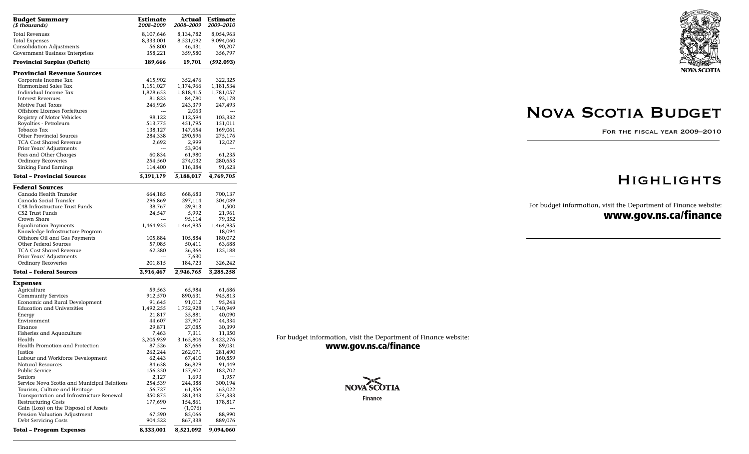# Nova Scotia Budget

For the fiscal year 2009–2010

# Highlights

For budget information, visit the Department of Finance website:

**www.gov.ns.ca/finance**

| **Budget Summary** *($ thousands)* | **Estimate** *2008–2009* | **Actual** *2008–2009* | **Estimate** *2009–2010* |
|---|---|---|---|
| Total Revenues | 8,107,646 | 8,134,782 | 8,054,963 |
| Total Expenses | 8,333,001 | 8,521,092 | 9,094,060 |
| Consolidation Adjustments | 56,800 | 46,431 | 90,207 |
| Government Business Enterprises | 358,221 | 359,580 | 356,797 |
| **Provincial Surplus (Deficit)** | **189,666** | **19,701** | **(592,093)** |
| **Provincial Revenue Sources** | | | |
| Corporate Income Tax | 415,902 | 352,476 | 322,325 |
| Harmonized Sales Tax | 1,151,027 | 1,174,966 | 1,181,534 |
| Individual Income Tax | 1,828,653 | 1,818,415 | 1,781,057 |
| Interest Revenues | 81,823 | 84,780 | 93,178 |
| Motive Fuel Taxes | 246,926 | 243,379 | 247,493 |
| Offshore Licenses Forfeitures | --- | 2,063 | --- |
| Registry of Motor Vehicles | 98,122 | 112,594 | 103,332 |
| Royalties - Petroleum | 513,775 | 451,795 | 151,011 |
| Tobacco Tax | 138,127 | 147,654 | 169,061 |
| Other Provincial Sources | 284,338 | 290,596 | 275,176 |
| TCA Cost Shared Revenue | 2,692 | 2,999 | 12,027 |
| Prior Years' Adjustments | --- | 53,904 | --- |
| Fees and Other Charges | 60,834 | 61,980 | 61,235 |
| Ordinary Recoveries | 254,560 | 274,032 | 280,653 |
| Sinking Fund Earnings | 114,400 | 116,384 | 91,623 |
| **Total – Provincial Sources** | **5,191,179** | **5,188,017** | **4,769,705** |
| **Federal Sources** | | | |
| Canada Health Transfer | 664,185 | 668,683 | 700,137 |
| Canada Social Transfer | 296,869 | 297,114 | 304,089 |
| C48 Infrastructure Trust Funds | 38,767 | 29,913 | 1,500 |
| C52 Trust Funds | 24,547 | 5,992 | 21,961 |
| Crown Share | --- | 95,114 | 79,352 |
| Equalization Payments | 1,464,935 | 1,464,935 | 1,464,935 |
| Knowledge Infrastructure Program | --- | --- | 18,094 |
| Offshore Oil and Gas Payments | 105,884 | 105,884 | 180,072 |
| Other Federal Sources | 57,085 | 50,411 | 63,688 |
| TCA Cost Shared Revenue | 62,380 | 36,366 | 125,188 |
| Prior Years' Adjustments | --- | 7,630 | --- |
| Ordinary Recoveries | 201,815 | 184,723 | 326,242 |
| **Total – Federal Sources** | **2,916,467** | **2,946,765** | **3,285,258** |
| **Expenses** | | | |
| Agriculture | 59,563 | 65,984 | 61,686 |
| Community Services | 912,570 | 890,631 | 945,813 |
| Economic and Rural Development | 91,645 | 91,012 | 95,243 |
| Education and Universities | 1,492,255 | 1,752,928 | 1,740,949 |
| Energy | 21,817 | 35,881 | 40,090 |
| Environment | 44,607 | 27,907 | 44,334 |
| Finance | 29,871 | 27,085 | 30,399 |
| Fisheries and Aquaculture | 7,463 | 7,311 | 11,350 |
| Health | 3,205,939 | 3,165,806 | 3,422,276 |
| Health Promotion and Protection | 87,526 | 87,666 | 89,031 |
| Justice | 262,244 | 262,071 | 281,490 |
| Labour and Workforce Development | 62,443 | 67,410 | 160,859 |
| Natural Resources | 84,638 | 86,829 | 91,449 |
| Public Service | 156,350 | 157,602 | 182,702 |
| Seniors | 2,127 | 1,693 | 1,957 |
| Service Nova Scotia and Municipal Relations | 254,539 | 244,388 | 300,194 |
| Tourism, Culture and Heritage | 56,727 | 61,356 | 63,022 |
| Transportation and Infrastructure Renewal | 350,875 | 381,343 | 374,333 |
| Restructuring Costs | 177,690 | 154,861 | 178,817 |
| Gain (Loss) on the Disposal of Assets | --- | (1,076) | --- |
| Pension Valuation Adjustment | 67,590 | 85,066 | 88,990 |
| Debt Servicing Costs | 904,522 | 867,338 | 889,076 |
| **Total – Program Expenses** | **8,333,001** | **8,521,092** | **9,094,060** |

For budget information, visit the Department of Finance website:

**www.gov.ns.ca/finance**

Nova Scotia Finance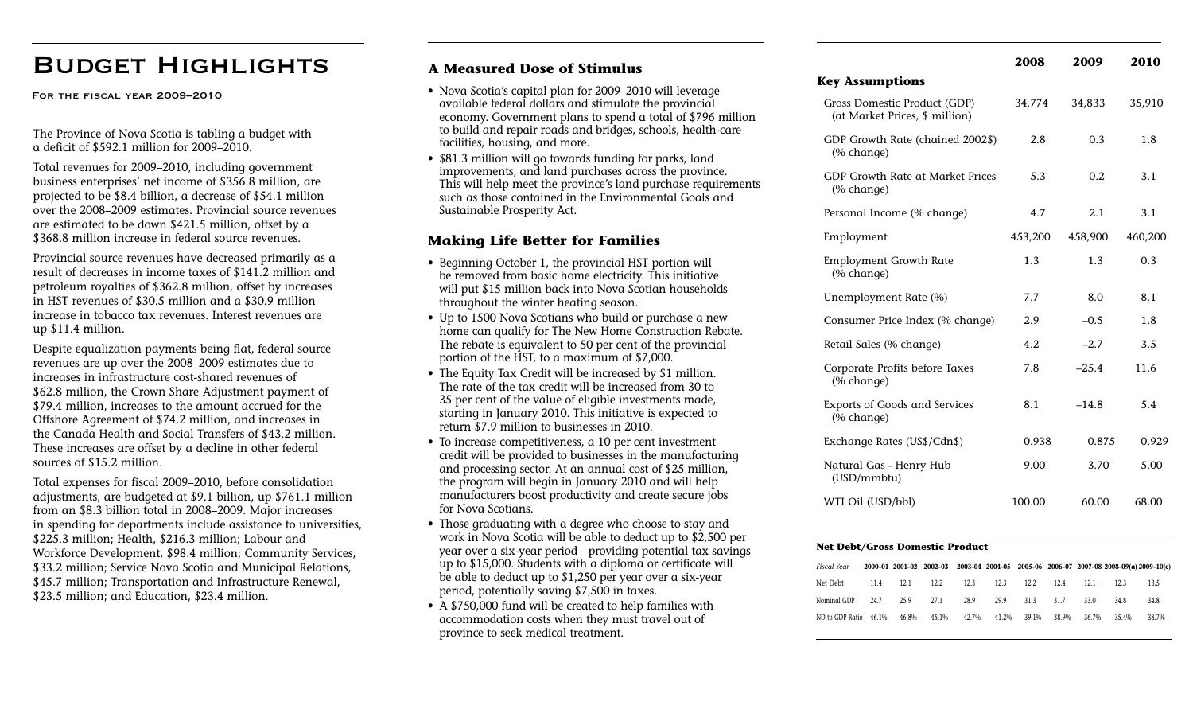# Budget Highlights

For the fiscal year 2009–2010

The Province of Nova Scotia is tabling a budget with a deficit of $592.1 million for 2009–2010.

Total revenues for 2009–2010, including government business enterprises' net income of $356.8 million, are projected to be $8.4 billion, a decrease of $54.1 million over the 2008–2009 estimates. Provincial source revenues are estimated to be down $421.5 million, offset by a $368.8 million increase in federal source revenues.

Provincial source revenues have decreased primarily as a result of decreases in income taxes of $141.2 million and petroleum royalties of $362.8 million, offset by increases in HST revenues of $30.5 million and a $30.9 million increase in tobacco tax revenues. Interest revenues are up $11.4 million.

Despite equalization payments being flat, federal source revenues are up over the 2008–2009 estimates due to increases in infrastructure cost-shared revenues of $62.8 million, the Crown Share Adjustment payment of $79.4 million, increases to the amount accrued for the Offshore Agreement of $74.2 million, and increases in the Canada Health and Social Transfers of $43.2 million. These increases are offset by a decline in other federal sources of $15.2 million.

Total expenses for fiscal 2009–2010, before consolidation adjustments, are budgeted at $9.1 billion, up $761.1 million from an $8.3 billion total in 2008–2009. Major increases in spending for departments include assistance to universities, $225.3 million; Health, $216.3 million; Labour and Workforce Development, $98.4 million; Community Services, $33.2 million; Service Nova Scotia and Municipal Relations, $45.7 million; Transportation and Infrastructure Renewal, $23.5 million; and Education, $23.4 million.

## A Measured Dose of Stimulus

- Nova Scotia's capital plan for 2009–2010 will leverage available federal dollars and stimulate the provincial economy. Government plans to spend a total of $796 million to build and repair roads and bridges, schools, health-care facilities, housing, and more.
- $81.3 million will go towards funding for parks, land improvements, and land purchases across the province. This will help meet the province's land purchase requirements such as those contained in the Environmental Goals and Sustainable Prosperity Act.

## Making Life Better for Families

- Beginning October 1, the provincial HST portion will be removed from basic home electricity. This initiative will put $15 million back into Nova Scotian households throughout the winter heating season.
- Up to 1500 Nova Scotians who build or purchase a new home can qualify for The New Home Construction Rebate. The rebate is equivalent to 50 per cent of the provincial portion of the HST, to a maximum of $7,000.
- The Equity Tax Credit will be increased by $1 million. The rate of the tax credit will be increased from 30 to 35 per cent of the value of eligible investments made, starting in January 2010. This initiative is expected to return $7.9 million to businesses in 2010.
- To increase competitiveness, a 10 per cent investment credit will be provided to businesses in the manufacturing and processing sector. At an annual cost of $25 million, the program will begin in January 2010 and will help manufacturers boost productivity and create secure jobs for Nova Scotians.
- Those graduating with a degree who choose to stay and work in Nova Scotia will be able to deduct up to $2,500 per year over a six-year period—providing potential tax savings up to $15,000. Students with a diploma or certificate will be able to deduct up to $1,250 per year over a six-year period, potentially saving $7,500 in taxes.
- A $750,000 fund will be created to help families with accommodation costs when they must travel out of province to seek medical treatment.

| Key Assumptions | 2008 | 2009 | 2010 |
|---|---|---|---|
| Gross Domestic Product (GDP) (at Market Prices, $ million) | 34,774 | 34,833 | 35,910 |
| GDP Growth Rate (chained 2002$) (% change) | 2.8 | 0.3 | 1.8 |
| GDP Growth Rate at Market Prices (% change) | 5.3 | 0.2 | 3.1 |
| Personal Income (% change) | 4.7 | 2.1 | 3.1 |
| Employment | 453,200 | 458,900 | 460,200 |
| Employment Growth Rate (% change) | 1.3 | 1.3 | 0.3 |
| Unemployment Rate (%) | 7.7 | 8.0 | 8.1 |
| Consumer Price Index (% change) | 2.9 | –0.5 | 1.8 |
| Retail Sales (% change) | 4.2 | –2.7 | 3.5 |
| Corporate Profits before Taxes (% change) | 7.8 | –25.4 | 11.6 |
| Exports of Goods and Services (% change) | 8.1 | –14.8 | 5.4 |
| Exchange Rates (US$/Cdn$) | 0.938 | 0.875 | 0.929 |
| Natural Gas - Henry Hub (USD/mmbtu) | 9.00 | 3.70 | 5.00 |
| WTI Oil (USD/bbl) | 100.00 | 60.00 | 68.00 |

**Net Debt/Gross Domestic Product**

| *Fiscal Year* | 2000-01 | 2001-02 | 2002-03 | 2003-04 | 2004-05 | 2005-06 | 2006-07 | 2007-08 | 2008-09(a) | 2009-10(e) |
|---|---|---|---|---|---|---|---|---|---|---|
| Net Debt | 11.4 | 12.1 | 12.2 | 12.3 | 12.3 | 12.2 | 12.4 | 12.1 | 12.3 | 13.5 |
| Nominal GDP | 24.7 | 25.9 | 27.1 | 28.9 | 29.9 | 31.3 | 31.7 | 33.0 | 34.8 | 34.8 |
| ND to GDP Ratio | 46.1% | 46.8% | 45.1% | 42.7% | 41.2% | 39.1% | 38.9% | 36.7% | 35.4% | 38.7% |